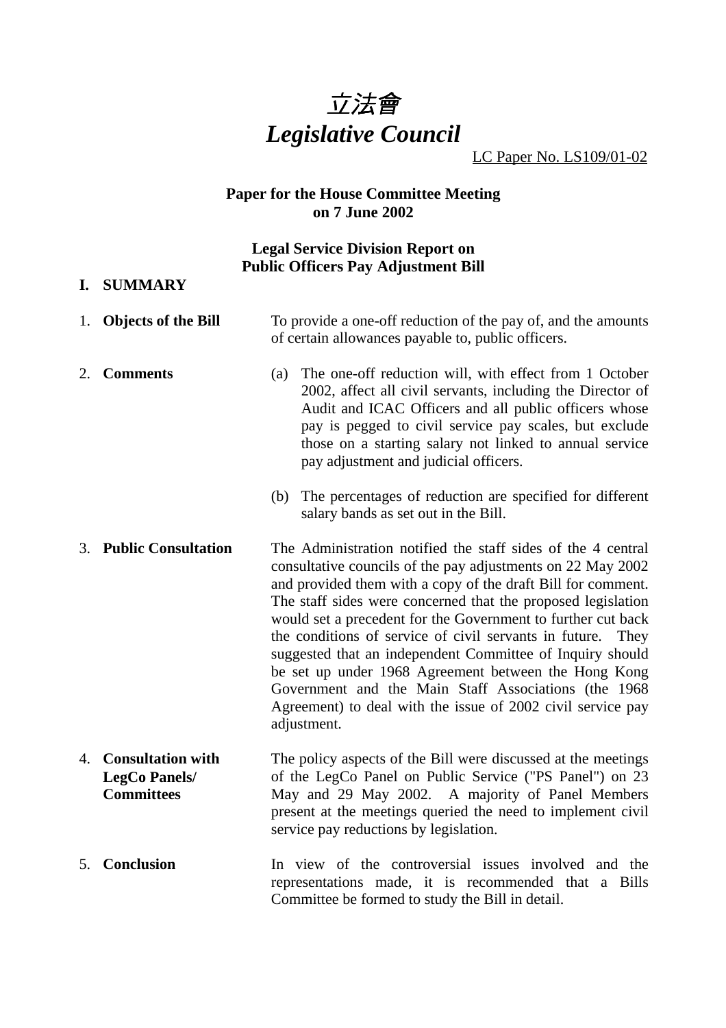# *立法會*
# *Legislative Council*

LC Paper No. LS109/01-02

**Paper for the House Committee Meeting on 7 June 2002**

**Legal Service Division Report on Public Officers Pay Adjustment Bill**

## I. SUMMARY

1. **Objects of the Bill**

   To provide a one-off reduction of the pay of, and the amounts of certain allowances payable to, public officers.

2. **Comments**

   (a) The one-off reduction will, with effect from 1 October 2002, affect all civil servants, including the Director of Audit and ICAC Officers and all public officers whose pay is pegged to civil service pay scales, but exclude those on a starting salary not linked to annual service pay adjustment and judicial officers.

   (b) The percentages of reduction are specified for different salary bands as set out in the Bill.

3. **Public Consultation**

   The Administration notified the staff sides of the 4 central consultative councils of the pay adjustments on 22 May 2002 and provided them with a copy of the draft Bill for comment. The staff sides were concerned that the proposed legislation would set a precedent for the Government to further cut back the conditions of service of civil servants in future. They suggested that an independent Committee of Inquiry should be set up under 1968 Agreement between the Hong Kong Government and the Main Staff Associations (the 1968 Agreement) to deal with the issue of 2002 civil service pay adjustment.

4. **Consultation with LegCo Panels/ Committees**

   The policy aspects of the Bill were discussed at the meetings of the LegCo Panel on Public Service ("PS Panel") on 23 May and 29 May 2002. A majority of Panel Members present at the meetings queried the need to implement civil service pay reductions by legislation.

5. **Conclusion**

   In view of the controversial issues involved and the representations made, it is recommended that a Bills Committee be formed to study the Bill in detail.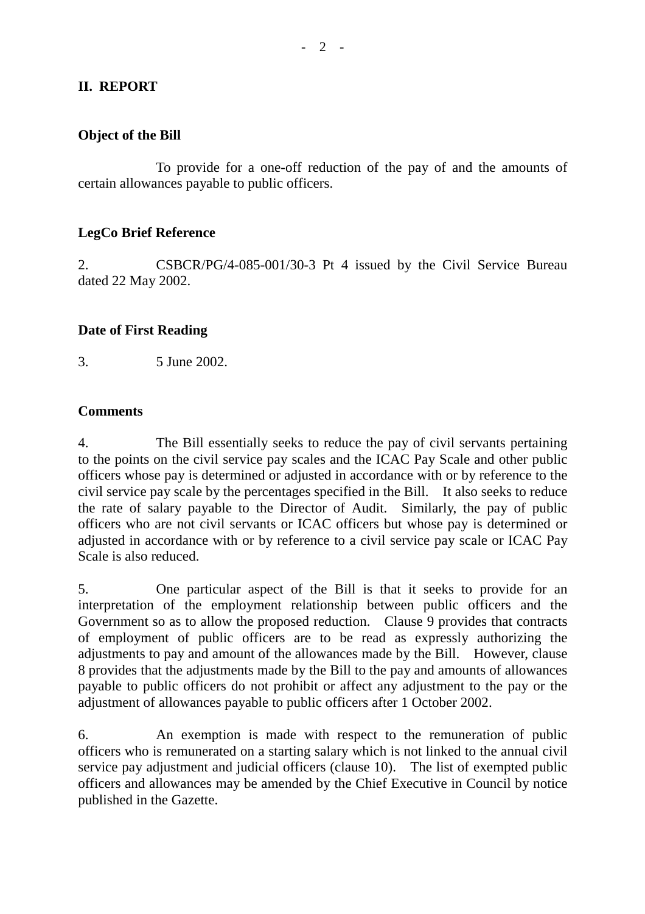## II. REPORT

### Object of the Bill

To provide for a one-off reduction of the pay of and the amounts of certain allowances payable to public officers.

### LegCo Brief Reference

2. CSBCR/PG/4-085-001/30-3 Pt 4 issued by the Civil Service Bureau dated 22 May 2002.

### Date of First Reading

3. 5 June 2002.

### Comments

4. The Bill essentially seeks to reduce the pay of civil servants pertaining to the points on the civil service pay scales and the ICAC Pay Scale and other public officers whose pay is determined or adjusted in accordance with or by reference to the civil service pay scale by the percentages specified in the Bill. It also seeks to reduce the rate of salary payable to the Director of Audit. Similarly, the pay of public officers who are not civil servants or ICAC officers but whose pay is determined or adjusted in accordance with or by reference to a civil service pay scale or ICAC Pay Scale is also reduced.

5. One particular aspect of the Bill is that it seeks to provide for an interpretation of the employment relationship between public officers and the Government so as to allow the proposed reduction. Clause 9 provides that contracts of employment of public officers are to be read as expressly authorizing the adjustments to pay and amount of the allowances made by the Bill. However, clause 8 provides that the adjustments made by the Bill to the pay and amounts of allowances payable to public officers do not prohibit or affect any adjustment to the pay or the adjustment of allowances payable to public officers after 1 October 2002.

6. An exemption is made with respect to the remuneration of public officers who is remunerated on a starting salary which is not linked to the annual civil service pay adjustment and judicial officers (clause 10). The list of exempted public officers and allowances may be amended by the Chief Executive in Council by notice published in the Gazette.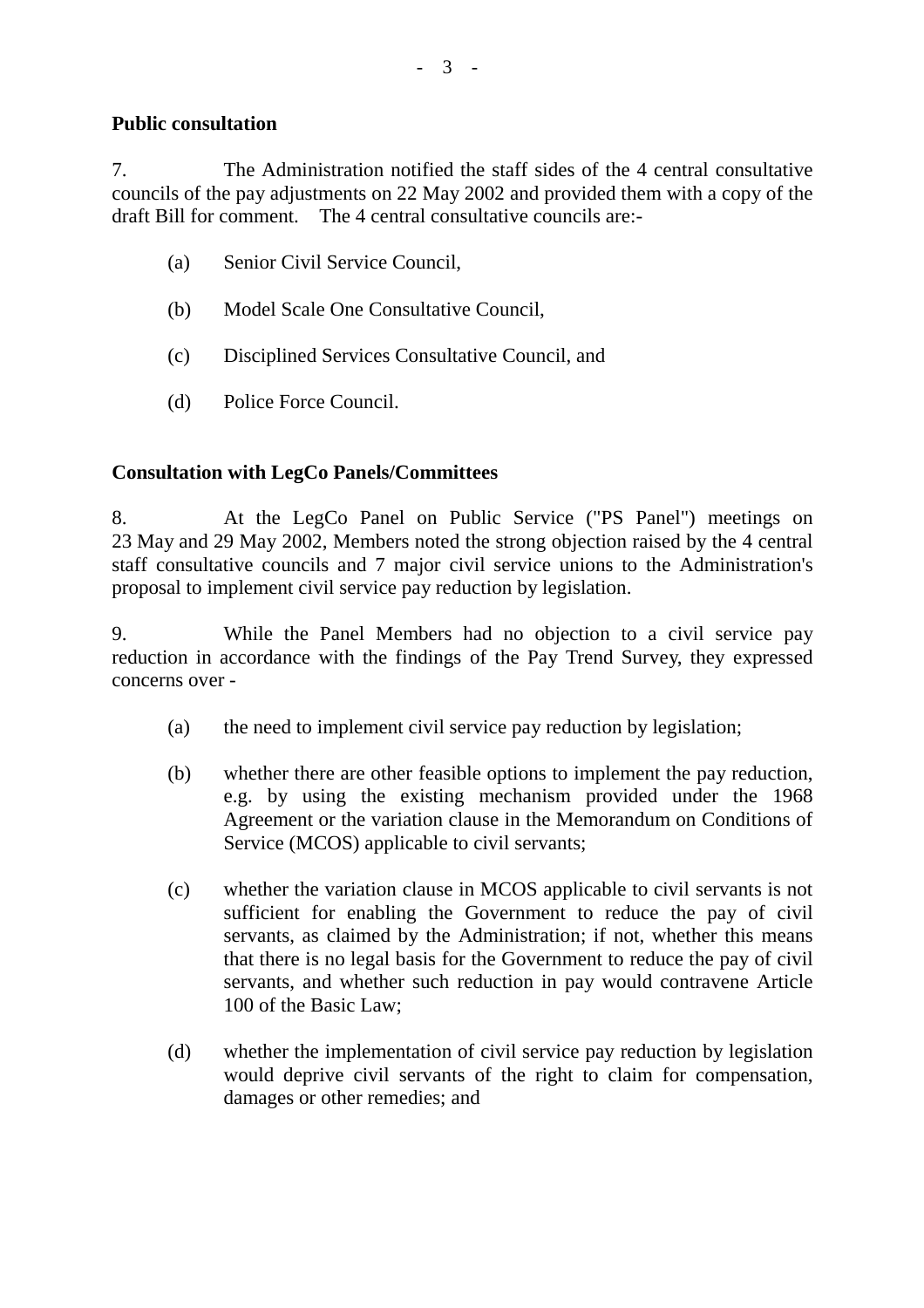**Public consultation**

7. The Administration notified the staff sides of the 4 central consultative councils of the pay adjustments on 22 May 2002 and provided them with a copy of the draft Bill for comment. The 4 central consultative councils are:-

(a) Senior Civil Service Council,

(b) Model Scale One Consultative Council,

(c) Disciplined Services Consultative Council, and

(d) Police Force Council.

**Consultation with LegCo Panels/Committees**

8. At the LegCo Panel on Public Service ("PS Panel") meetings on 23 May and 29 May 2002, Members noted the strong objection raised by the 4 central staff consultative councils and 7 major civil service unions to the Administration's proposal to implement civil service pay reduction by legislation.

9. While the Panel Members had no objection to a civil service pay reduction in accordance with the findings of the Pay Trend Survey, they expressed concerns over -

(a) the need to implement civil service pay reduction by legislation;

(b) whether there are other feasible options to implement the pay reduction, e.g. by using the existing mechanism provided under the 1968 Agreement or the variation clause in the Memorandum on Conditions of Service (MCOS) applicable to civil servants;

(c) whether the variation clause in MCOS applicable to civil servants is not sufficient for enabling the Government to reduce the pay of civil servants, as claimed by the Administration; if not, whether this means that there is no legal basis for the Government to reduce the pay of civil servants, and whether such reduction in pay would contravene Article 100 of the Basic Law;

(d) whether the implementation of civil service pay reduction by legislation would deprive civil servants of the right to claim for compensation, damages or other remedies; and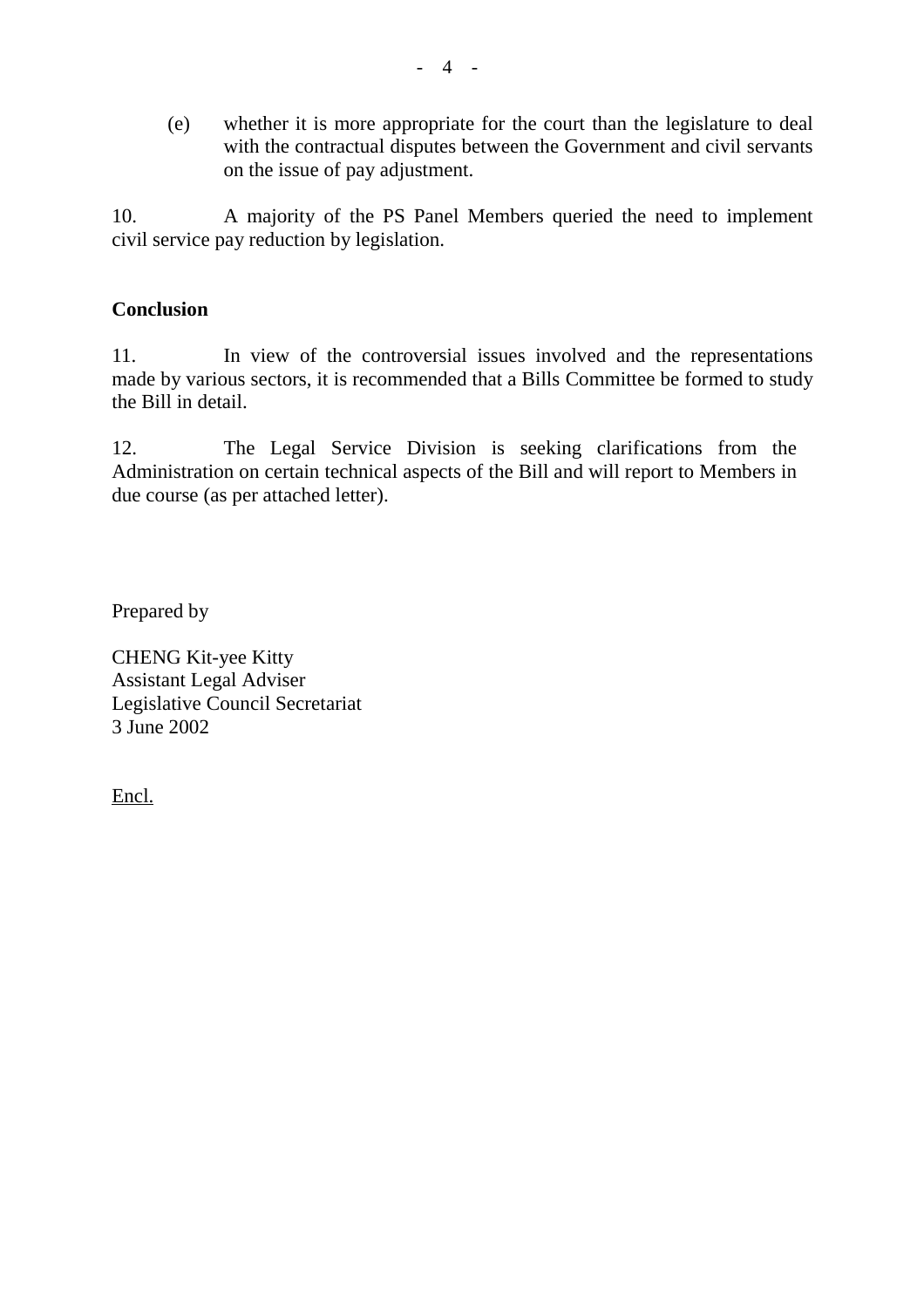(e) whether it is more appropriate for the court than the legislature to deal with the contractual disputes between the Government and civil servants on the issue of pay adjustment.

10. A majority of the PS Panel Members queried the need to implement civil service pay reduction by legislation.

**Conclusion**

11. In view of the controversial issues involved and the representations made by various sectors, it is recommended that a Bills Committee be formed to study the Bill in detail.

12. The Legal Service Division is seeking clarifications from the Administration on certain technical aspects of the Bill and will report to Members in due course (as per attached letter).

Prepared by

CHENG Kit-yee Kitty
Assistant Legal Adviser
Legislative Council Secretariat
3 June 2002

Encl.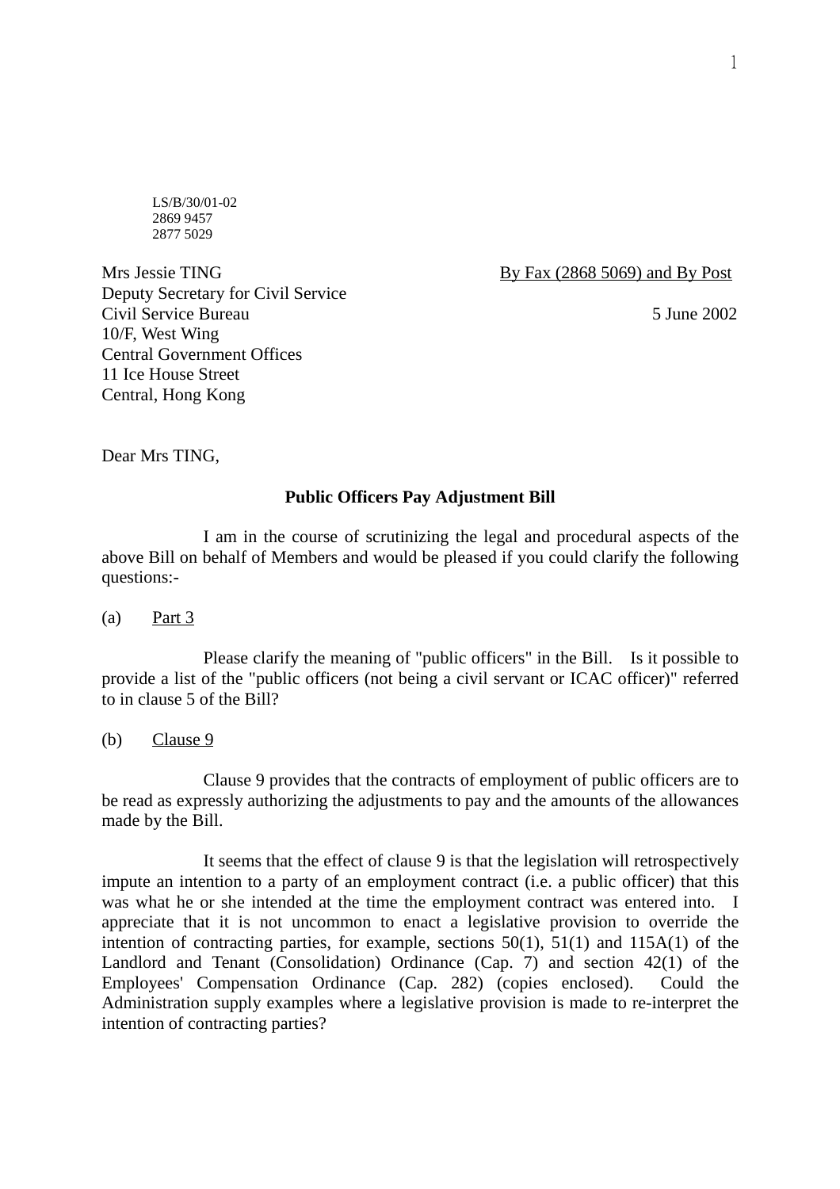LS/B/30/01-02
2869 9457
2877 5029

Mrs Jessie TING
Deputy Secretary for Civil Service
Civil Service Bureau
10/F, West Wing
Central Government Offices
11 Ice House Street
Central, Hong Kong

By Fax (2868 5069) and By Post

5 June 2002

Dear Mrs TING,

**Public Officers Pay Adjustment Bill**

I am in the course of scrutinizing the legal and procedural aspects of the above Bill on behalf of Members and would be pleased if you could clarify the following questions:-

(a) Part 3

Please clarify the meaning of "public officers" in the Bill. Is it possible to provide a list of the "public officers (not being a civil servant or ICAC officer)" referred to in clause 5 of the Bill?

(b) Clause 9

Clause 9 provides that the contracts of employment of public officers are to be read as expressly authorizing the adjustments to pay and the amounts of the allowances made by the Bill.

It seems that the effect of clause 9 is that the legislation will retrospectively impute an intention to a party of an employment contract (i.e. a public officer) that this was what he or she intended at the time the employment contract was entered into. I appreciate that it is not uncommon to enact a legislative provision to override the intention of contracting parties, for example, sections 50(1), 51(1) and 115A(1) of the Landlord and Tenant (Consolidation) Ordinance (Cap. 7) and section 42(1) of the Employees' Compensation Ordinance (Cap. 282) (copies enclosed). Could the Administration supply examples where a legislative provision is made to re-interpret the intention of contracting parties?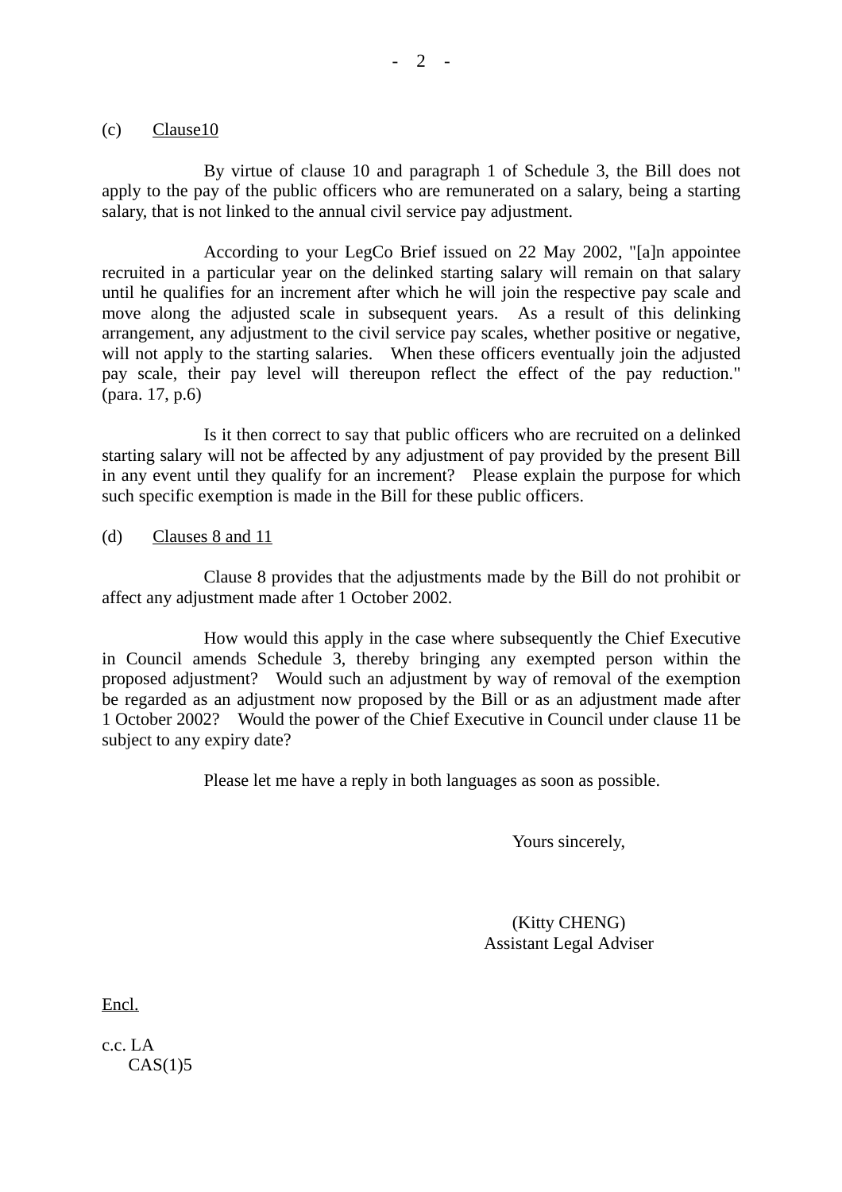(c) <u>Clause10</u>

By virtue of clause 10 and paragraph 1 of Schedule 3, the Bill does not apply to the pay of the public officers who are remunerated on a salary, being a starting salary, that is not linked to the annual civil service pay adjustment.

According to your LegCo Brief issued on 22 May 2002, "[a]n appointee recruited in a particular year on the delinked starting salary will remain on that salary until he qualifies for an increment after which he will join the respective pay scale and move along the adjusted scale in subsequent years. As a result of this delinking arrangement, any adjustment to the civil service pay scales, whether positive or negative, will not apply to the starting salaries. When these officers eventually join the adjusted pay scale, their pay level will thereupon reflect the effect of the pay reduction." (para. 17, p.6)

Is it then correct to say that public officers who are recruited on a delinked starting salary will not be affected by any adjustment of pay provided by the present Bill in any event until they qualify for an increment? Please explain the purpose for which such specific exemption is made in the Bill for these public officers.

(d) <u>Clauses 8 and 11</u>

Clause 8 provides that the adjustments made by the Bill do not prohibit or affect any adjustment made after 1 October 2002.

How would this apply in the case where subsequently the Chief Executive in Council amends Schedule 3, thereby bringing any exempted person within the proposed adjustment? Would such an adjustment by way of removal of the exemption be regarded as an adjustment now proposed by the Bill or as an adjustment made after 1 October 2002? Would the power of the Chief Executive in Council under clause 11 be subject to any expiry date?

Please let me have a reply in both languages as soon as possible.

Yours sincerely,

(Kitty CHENG)
Assistant Legal Adviser

<u>Encl.</u>

c.c. LA
CAS(1)5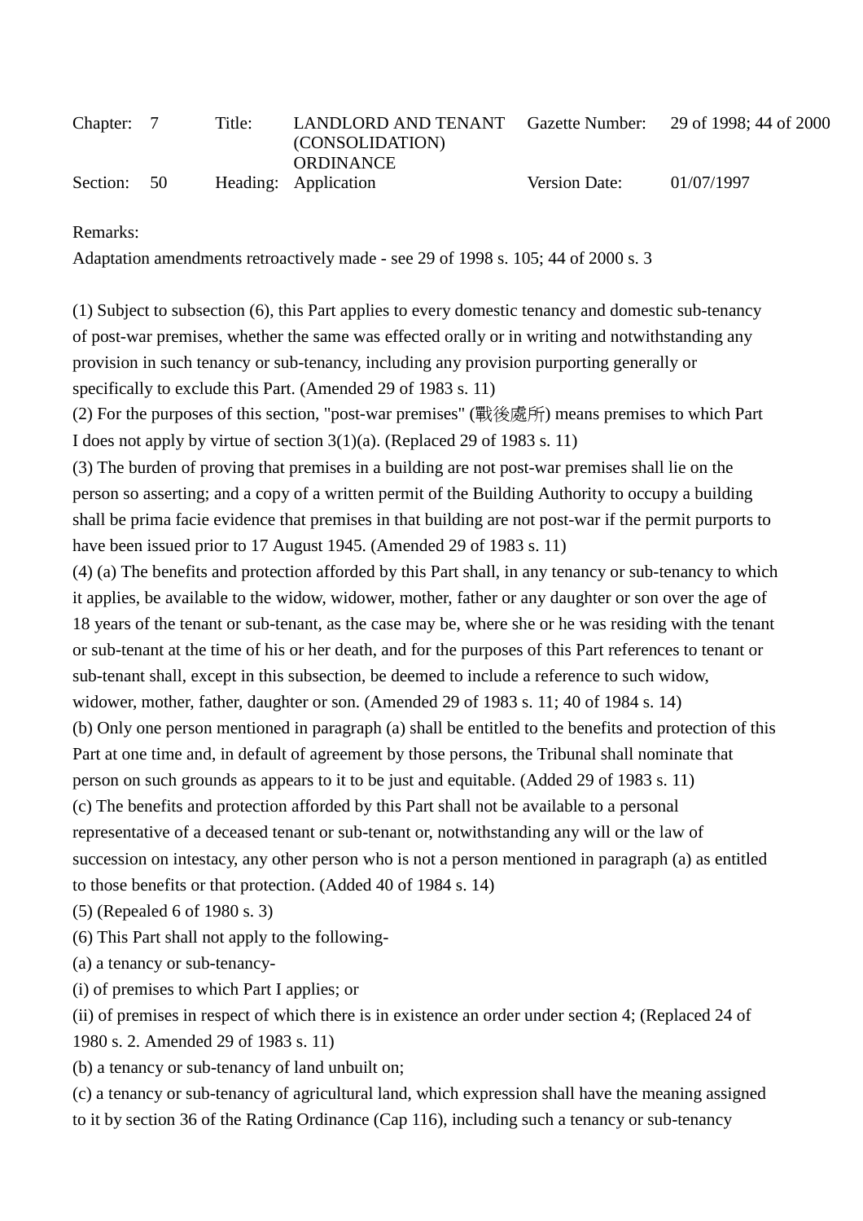| Chapter: | 7 | Title: | LANDLORD AND TENANT (CONSOLIDATION) ORDINANCE | Gazette Number: | 29 of 1998; 44 of 2000 |
|---|---|---|---|---|---|
| Section: | 50 | Heading: | Application | Version Date: | 01/07/1997 |

Remarks:

Adaptation amendments retroactively made - see 29 of 1998 s. 105; 44 of 2000 s. 3

(1) Subject to subsection (6), this Part applies to every domestic tenancy and domestic sub-tenancy of post-war premises, whether the same was effected orally or in writing and notwithstanding any provision in such tenancy or sub-tenancy, including any provision purporting generally or specifically to exclude this Part. (Amended 29 of 1983 s. 11)

(2) For the purposes of this section, "post-war premises" (戰後處所) means premises to which Part I does not apply by virtue of section 3(1)(a). (Replaced 29 of 1983 s. 11)

(3) The burden of proving that premises in a building are not post-war premises shall lie on the person so asserting; and a copy of a written permit of the Building Authority to occupy a building shall be prima facie evidence that premises in that building are not post-war if the permit purports to have been issued prior to 17 August 1945. (Amended 29 of 1983 s. 11)

(4) (a) The benefits and protection afforded by this Part shall, in any tenancy or sub-tenancy to which it applies, be available to the widow, widower, mother, father or any daughter or son over the age of 18 years of the tenant or sub-tenant, as the case may be, where she or he was residing with the tenant or sub-tenant at the time of his or her death, and for the purposes of this Part references to tenant or sub-tenant shall, except in this subsection, be deemed to include a reference to such widow, widower, mother, father, daughter or son. (Amended 29 of 1983 s. 11; 40 of 1984 s. 14)

(b) Only one person mentioned in paragraph (a) shall be entitled to the benefits and protection of this Part at one time and, in default of agreement by those persons, the Tribunal shall nominate that person on such grounds as appears to it to be just and equitable. (Added 29 of 1983 s. 11)

(c) The benefits and protection afforded by this Part shall not be available to a personal representative of a deceased tenant or sub-tenant or, notwithstanding any will or the law of succession on intestacy, any other person who is not a person mentioned in paragraph (a) as entitled to those benefits or that protection. (Added 40 of 1984 s. 14)

(5) (Repealed 6 of 1980 s. 3)

(6) This Part shall not apply to the following-

(a) a tenancy or sub-tenancy-

(i) of premises to which Part I applies; or

(ii) of premises in respect of which there is in existence an order under section 4; (Replaced 24 of 1980 s. 2. Amended 29 of 1983 s. 11)

(b) a tenancy or sub-tenancy of land unbuilt on;

(c) a tenancy or sub-tenancy of agricultural land, which expression shall have the meaning assigned to it by section 36 of the Rating Ordinance (Cap 116), including such a tenancy or sub-tenancy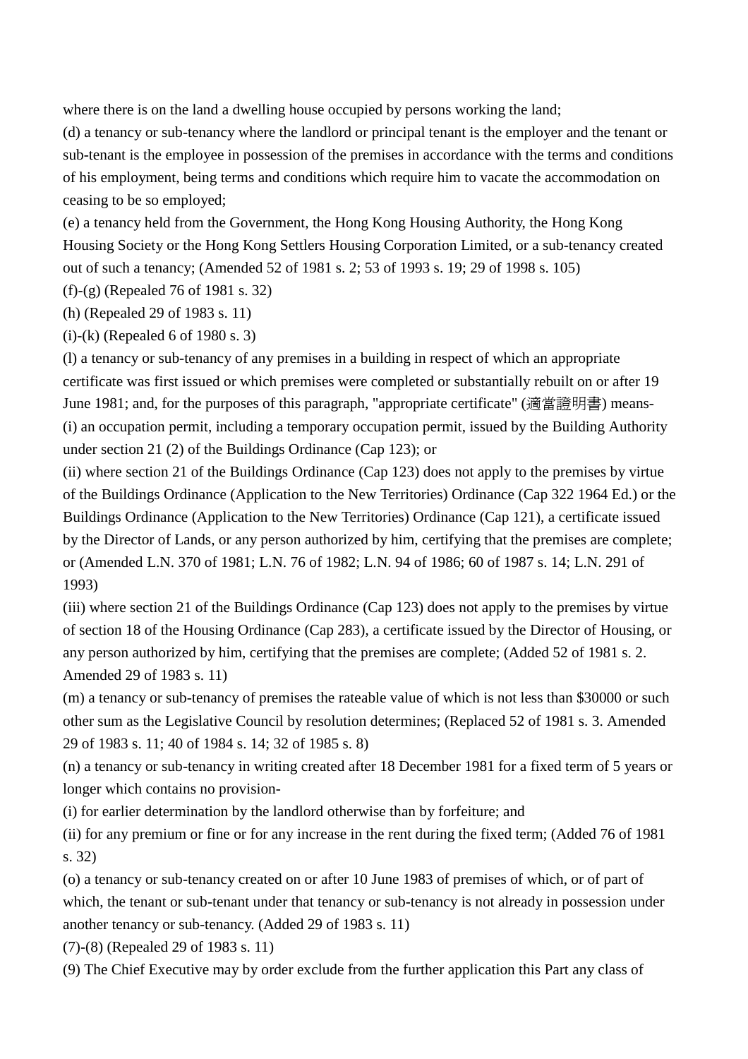where there is on the land a dwelling house occupied by persons working the land;

(d) a tenancy or sub-tenancy where the landlord or principal tenant is the employer and the tenant or sub-tenant is the employee in possession of the premises in accordance with the terms and conditions of his employment, being terms and conditions which require him to vacate the accommodation on ceasing to be so employed;

(e) a tenancy held from the Government, the Hong Kong Housing Authority, the Hong Kong Housing Society or the Hong Kong Settlers Housing Corporation Limited, or a sub-tenancy created out of such a tenancy; (Amended 52 of 1981 s. 2; 53 of 1993 s. 19; 29 of 1998 s. 105)

(f)-(g) (Repealed 76 of 1981 s. 32)

(h) (Repealed 29 of 1983 s. 11)

(i)-(k) (Repealed 6 of 1980 s. 3)

(l) a tenancy or sub-tenancy of any premises in a building in respect of which an appropriate certificate was first issued or which premises were completed or substantially rebuilt on or after 19 June 1981; and, for the purposes of this paragraph, "appropriate certificate" (適當證明書) means-

(i) an occupation permit, including a temporary occupation permit, issued by the Building Authority under section 21 (2) of the Buildings Ordinance (Cap 123); or

(ii) where section 21 of the Buildings Ordinance (Cap 123) does not apply to the premises by virtue of the Buildings Ordinance (Application to the New Territories) Ordinance (Cap 322 1964 Ed.) or the Buildings Ordinance (Application to the New Territories) Ordinance (Cap 121), a certificate issued by the Director of Lands, or any person authorized by him, certifying that the premises are complete; or (Amended L.N. 370 of 1981; L.N. 76 of 1982; L.N. 94 of 1986; 60 of 1987 s. 14; L.N. 291 of 1993)

(iii) where section 21 of the Buildings Ordinance (Cap 123) does not apply to the premises by virtue of section 18 of the Housing Ordinance (Cap 283), a certificate issued by the Director of Housing, or any person authorized by him, certifying that the premises are complete; (Added 52 of 1981 s. 2. Amended 29 of 1983 s. 11)

(m) a tenancy or sub-tenancy of premises the rateable value of which is not less than $30000 or such other sum as the Legislative Council by resolution determines; (Replaced 52 of 1981 s. 3. Amended 29 of 1983 s. 11; 40 of 1984 s. 14; 32 of 1985 s. 8)

(n) a tenancy or sub-tenancy in writing created after 18 December 1981 for a fixed term of 5 years or longer which contains no provision-

(i) for earlier determination by the landlord otherwise than by forfeiture; and

(ii) for any premium or fine or for any increase in the rent during the fixed term; (Added 76 of 1981 s. 32)

(o) a tenancy or sub-tenancy created on or after 10 June 1983 of premises of which, or of part of which, the tenant or sub-tenant under that tenancy or sub-tenancy is not already in possession under another tenancy or sub-tenancy. (Added 29 of 1983 s. 11)

(7)-(8) (Repealed 29 of 1983 s. 11)

(9) The Chief Executive may by order exclude from the further application this Part any class of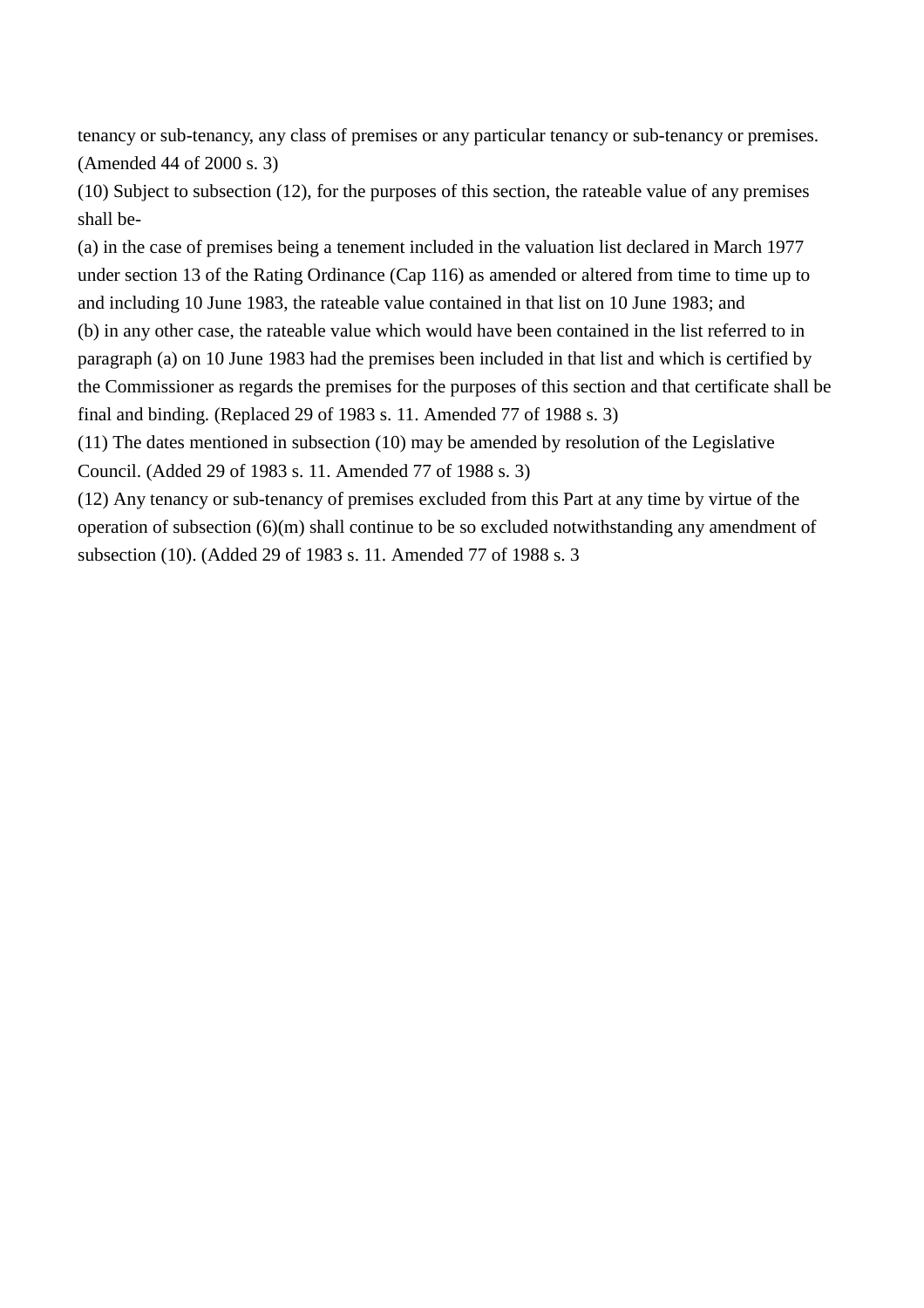tenancy or sub-tenancy, any class of premises or any particular tenancy or sub-tenancy or premises. (Amended 44 of 2000 s. 3)

(10) Subject to subsection (12), for the purposes of this section, the rateable value of any premises shall be-

(a) in the case of premises being a tenement included in the valuation list declared in March 1977 under section 13 of the Rating Ordinance (Cap 116) as amended or altered from time to time up to and including 10 June 1983, the rateable value contained in that list on 10 June 1983; and

(b) in any other case, the rateable value which would have been contained in the list referred to in paragraph (a) on 10 June 1983 had the premises been included in that list and which is certified by the Commissioner as regards the premises for the purposes of this section and that certificate shall be final and binding. (Replaced 29 of 1983 s. 11. Amended 77 of 1988 s. 3)

(11) The dates mentioned in subsection (10) may be amended by resolution of the Legislative Council. (Added 29 of 1983 s. 11. Amended 77 of 1988 s. 3)

(12) Any tenancy or sub-tenancy of premises excluded from this Part at any time by virtue of the operation of subsection (6)(m) shall continue to be so excluded notwithstanding any amendment of subsection (10). (Added 29 of 1983 s. 11. Amended 77 of 1988 s. 3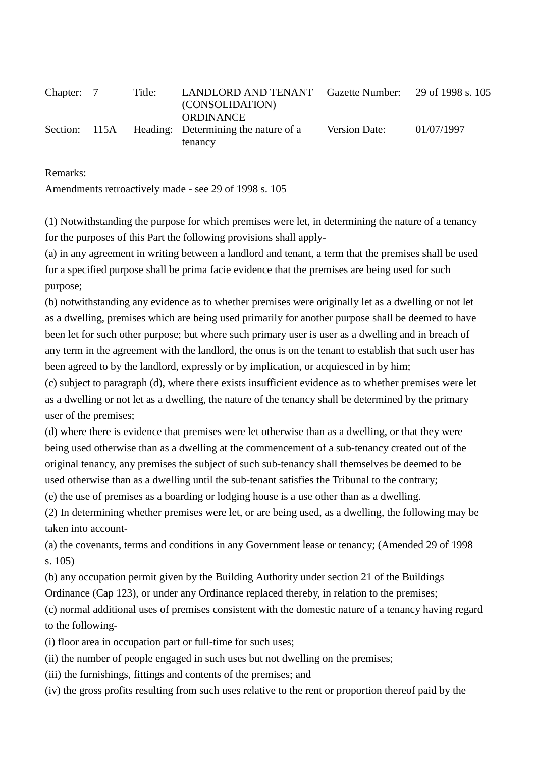| Chapter: | 7 | Title: | LANDLORD AND TENANT (CONSOLIDATION) ORDINANCE | Gazette Number: | 29 of 1998 s. 105 |
|---|---|---|---|---|---|
| Section: | 115A | Heading: | Determining the nature of a tenancy | Version Date: | 01/07/1997 |

Remarks:

Amendments retroactively made - see 29 of 1998 s. 105

(1) Notwithstanding the purpose for which premises were let, in determining the nature of a tenancy for the purposes of this Part the following provisions shall apply-

(a) in any agreement in writing between a landlord and tenant, a term that the premises shall be used for a specified purpose shall be prima facie evidence that the premises are being used for such purpose;

(b) notwithstanding any evidence as to whether premises were originally let as a dwelling or not let as a dwelling, premises which are being used primarily for another purpose shall be deemed to have been let for such other purpose; but where such primary user is user as a dwelling and in breach of any term in the agreement with the landlord, the onus is on the tenant to establish that such user has been agreed to by the landlord, expressly or by implication, or acquiesced in by him;

(c) subject to paragraph (d), where there exists insufficient evidence as to whether premises were let as a dwelling or not let as a dwelling, the nature of the tenancy shall be determined by the primary user of the premises;

(d) where there is evidence that premises were let otherwise than as a dwelling, or that they were being used otherwise than as a dwelling at the commencement of a sub-tenancy created out of the original tenancy, any premises the subject of such sub-tenancy shall themselves be deemed to be used otherwise than as a dwelling until the sub-tenant satisfies the Tribunal to the contrary;

(e) the use of premises as a boarding or lodging house is a use other than as a dwelling.

(2) In determining whether premises were let, or are being used, as a dwelling, the following may be taken into account-

(a) the covenants, terms and conditions in any Government lease or tenancy; (Amended 29 of 1998 s. 105)

(b) any occupation permit given by the Building Authority under section 21 of the Buildings Ordinance (Cap 123), or under any Ordinance replaced thereby, in relation to the premises;

(c) normal additional uses of premises consistent with the domestic nature of a tenancy having regard to the following-

(i) floor area in occupation part or full-time for such uses;

(ii) the number of people engaged in such uses but not dwelling on the premises;

(iii) the furnishings, fittings and contents of the premises; and

(iv) the gross profits resulting from such uses relative to the rent or proportion thereof paid by the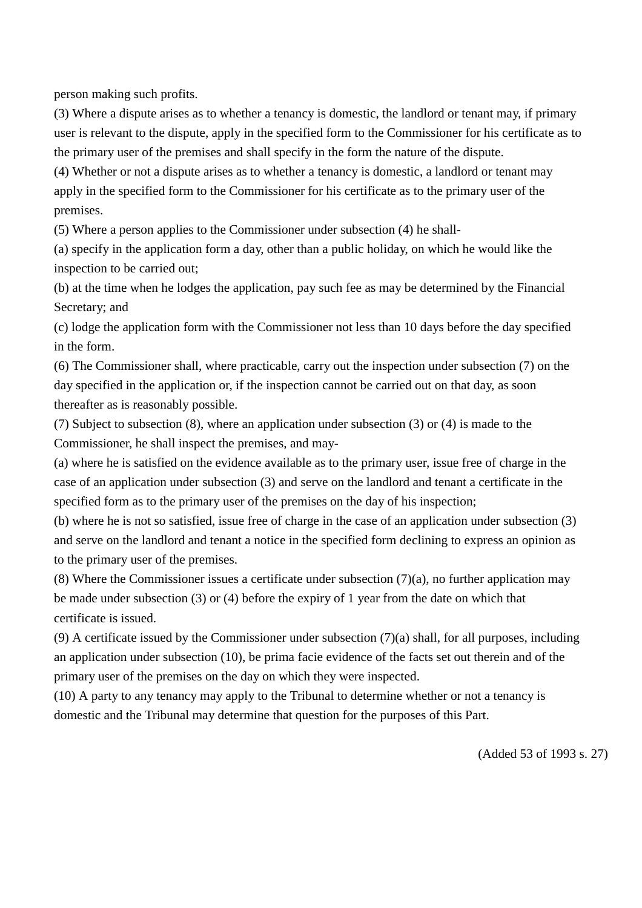person making such profits.

(3) Where a dispute arises as to whether a tenancy is domestic, the landlord or tenant may, if primary user is relevant to the dispute, apply in the specified form to the Commissioner for his certificate as to the primary user of the premises and shall specify in the form the nature of the dispute.

(4) Whether or not a dispute arises as to whether a tenancy is domestic, a landlord or tenant may apply in the specified form to the Commissioner for his certificate as to the primary user of the premises.

(5) Where a person applies to the Commissioner under subsection (4) he shall-

(a) specify in the application form a day, other than a public holiday, on which he would like the inspection to be carried out;

(b) at the time when he lodges the application, pay such fee as may be determined by the Financial Secretary; and

(c) lodge the application form with the Commissioner not less than 10 days before the day specified in the form.

(6) The Commissioner shall, where practicable, carry out the inspection under subsection (7) on the day specified in the application or, if the inspection cannot be carried out on that day, as soon thereafter as is reasonably possible.

(7) Subject to subsection (8), where an application under subsection (3) or (4) is made to the Commissioner, he shall inspect the premises, and may-

(a) where he is satisfied on the evidence available as to the primary user, issue free of charge in the case of an application under subsection (3) and serve on the landlord and tenant a certificate in the specified form as to the primary user of the premises on the day of his inspection;

(b) where he is not so satisfied, issue free of charge in the case of an application under subsection (3) and serve on the landlord and tenant a notice in the specified form declining to express an opinion as to the primary user of the premises.

(8) Where the Commissioner issues a certificate under subsection (7)(a), no further application may be made under subsection (3) or (4) before the expiry of 1 year from the date on which that certificate is issued.

(9) A certificate issued by the Commissioner under subsection (7)(a) shall, for all purposes, including an application under subsection (10), be prima facie evidence of the facts set out therein and of the primary user of the premises on the day on which they were inspected.

(10) A party to any tenancy may apply to the Tribunal to determine whether or not a tenancy is domestic and the Tribunal may determine that question for the purposes of this Part.

(Added 53 of 1993 s. 27)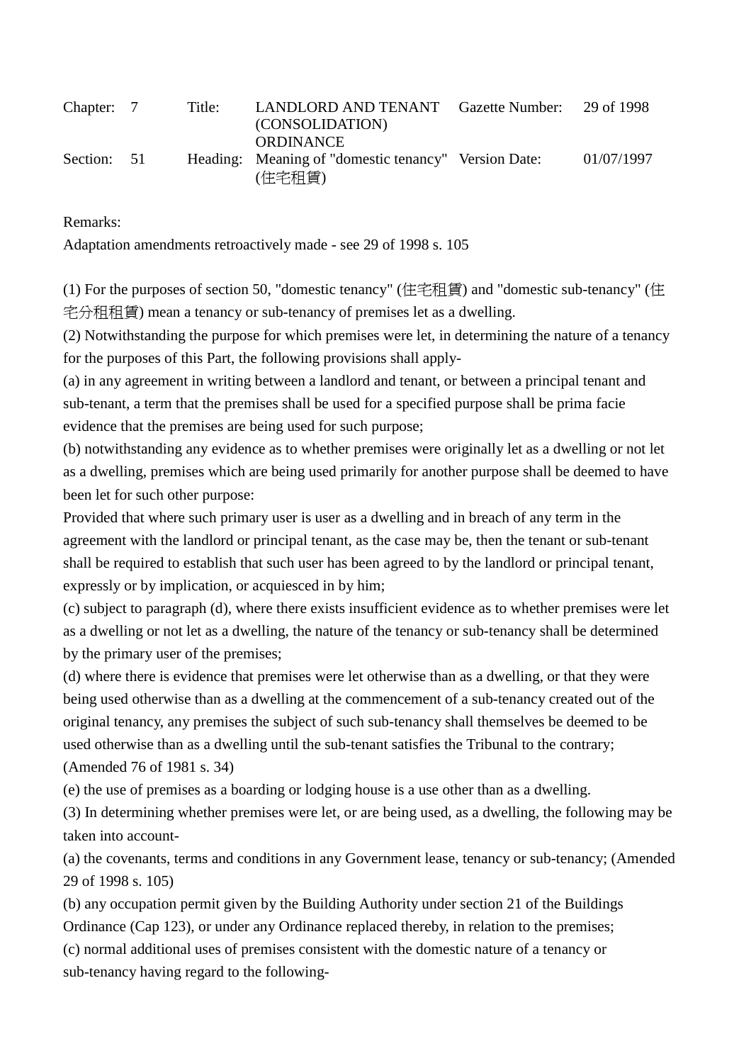| Chapter: | 7 | Title: | LANDLORD AND TENANT (CONSOLIDATION) ORDINANCE | Gazette Number: | 29 of 1998 |
|---|---|---|---|---|---|
| Section: | 51 | Heading: | Meaning of "domestic tenancy" (住宅租賃) | Version Date: | 01/07/1997 |

Remarks:

Adaptation amendments retroactively made - see 29 of 1998 s. 105

(1) For the purposes of section 50, "domestic tenancy" (住宅租賃) and "domestic sub-tenancy" (住宅分租租賃) mean a tenancy or sub-tenancy of premises let as a dwelling.

(2) Notwithstanding the purpose for which premises were let, in determining the nature of a tenancy for the purposes of this Part, the following provisions shall apply-

(a) in any agreement in writing between a landlord and tenant, or between a principal tenant and sub-tenant, a term that the premises shall be used for a specified purpose shall be prima facie evidence that the premises are being used for such purpose;

(b) notwithstanding any evidence as to whether premises were originally let as a dwelling or not let as a dwelling, premises which are being used primarily for another purpose shall be deemed to have been let for such other purpose:

Provided that where such primary user is user as a dwelling and in breach of any term in the agreement with the landlord or principal tenant, as the case may be, then the tenant or sub-tenant shall be required to establish that such user has been agreed to by the landlord or principal tenant, expressly or by implication, or acquiesced in by him;

(c) subject to paragraph (d), where there exists insufficient evidence as to whether premises were let as a dwelling or not let as a dwelling, the nature of the tenancy or sub-tenancy shall be determined by the primary user of the premises;

(d) where there is evidence that premises were let otherwise than as a dwelling, or that they were being used otherwise than as a dwelling at the commencement of a sub-tenancy created out of the original tenancy, any premises the subject of such sub-tenancy shall themselves be deemed to be used otherwise than as a dwelling until the sub-tenant satisfies the Tribunal to the contrary; (Amended 76 of 1981 s. 34)

(e) the use of premises as a boarding or lodging house is a use other than as a dwelling.

(3) In determining whether premises were let, or are being used, as a dwelling, the following may be taken into account-

(a) the covenants, terms and conditions in any Government lease, tenancy or sub-tenancy; (Amended 29 of 1998 s. 105)

(b) any occupation permit given by the Building Authority under section 21 of the Buildings Ordinance (Cap 123), or under any Ordinance replaced thereby, in relation to the premises;

(c) normal additional uses of premises consistent with the domestic nature of a tenancy or sub-tenancy having regard to the following-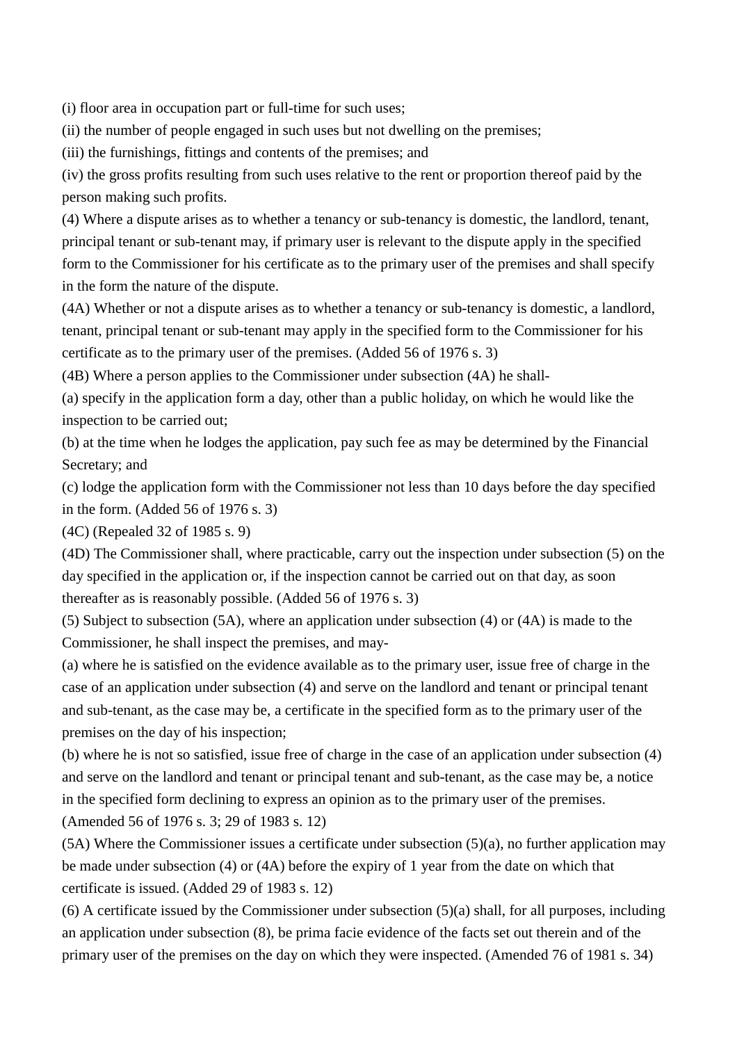(i) floor area in occupation part or full-time for such uses;

(ii) the number of people engaged in such uses but not dwelling on the premises;

(iii) the furnishings, fittings and contents of the premises; and

(iv) the gross profits resulting from such uses relative to the rent or proportion thereof paid by the person making such profits.

(4) Where a dispute arises as to whether a tenancy or sub-tenancy is domestic, the landlord, tenant, principal tenant or sub-tenant may, if primary user is relevant to the dispute apply in the specified form to the Commissioner for his certificate as to the primary user of the premises and shall specify in the form the nature of the dispute.

(4A) Whether or not a dispute arises as to whether a tenancy or sub-tenancy is domestic, a landlord, tenant, principal tenant or sub-tenant may apply in the specified form to the Commissioner for his certificate as to the primary user of the premises. (Added 56 of 1976 s. 3)

(4B) Where a person applies to the Commissioner under subsection (4A) he shall-

(a) specify in the application form a day, other than a public holiday, on which he would like the inspection to be carried out;

(b) at the time when he lodges the application, pay such fee as may be determined by the Financial Secretary; and

(c) lodge the application form with the Commissioner not less than 10 days before the day specified in the form. (Added 56 of 1976 s. 3)

(4C) (Repealed 32 of 1985 s. 9)

(4D) The Commissioner shall, where practicable, carry out the inspection under subsection (5) on the day specified in the application or, if the inspection cannot be carried out on that day, as soon thereafter as is reasonably possible. (Added 56 of 1976 s. 3)

(5) Subject to subsection (5A), where an application under subsection (4) or (4A) is made to the Commissioner, he shall inspect the premises, and may-

(a) where he is satisfied on the evidence available as to the primary user, issue free of charge in the case of an application under subsection (4) and serve on the landlord and tenant or principal tenant and sub-tenant, as the case may be, a certificate in the specified form as to the primary user of the premises on the day of his inspection;

(b) where he is not so satisfied, issue free of charge in the case of an application under subsection (4) and serve on the landlord and tenant or principal tenant and sub-tenant, as the case may be, a notice in the specified form declining to express an opinion as to the primary user of the premises. (Amended 56 of 1976 s. 3; 29 of 1983 s. 12)

(5A) Where the Commissioner issues a certificate under subsection (5)(a), no further application may be made under subsection (4) or (4A) before the expiry of 1 year from the date on which that certificate is issued. (Added 29 of 1983 s. 12)

(6) A certificate issued by the Commissioner under subsection (5)(a) shall, for all purposes, including an application under subsection (8), be prima facie evidence of the facts set out therein and of the primary user of the premises on the day on which they were inspected. (Amended 76 of 1981 s. 34)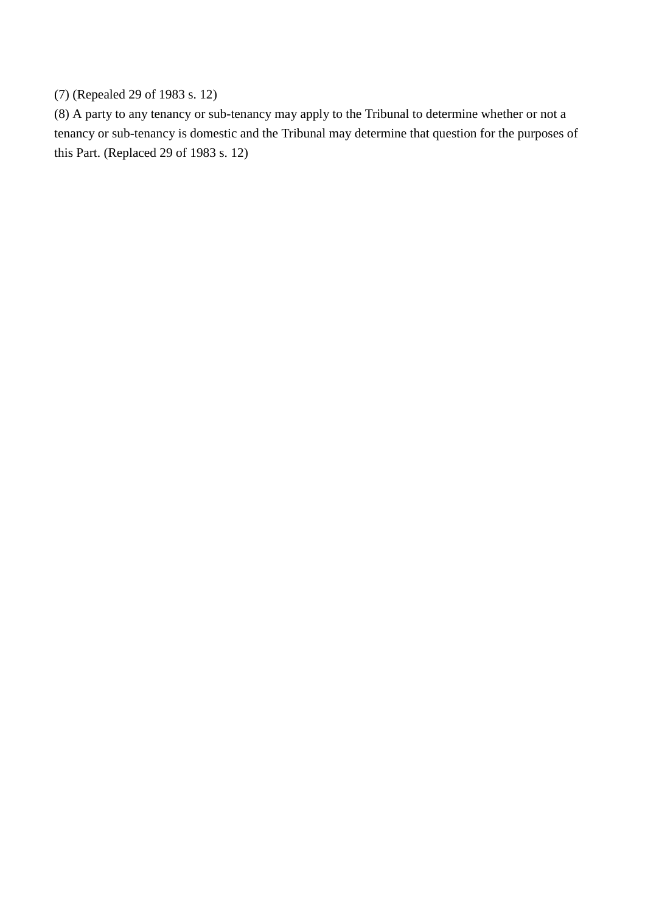(7) (Repealed 29 of 1983 s. 12)

(8) A party to any tenancy or sub-tenancy may apply to the Tribunal to determine whether or not a tenancy or sub-tenancy is domestic and the Tribunal may determine that question for the purposes of this Part. (Replaced 29 of 1983 s. 12)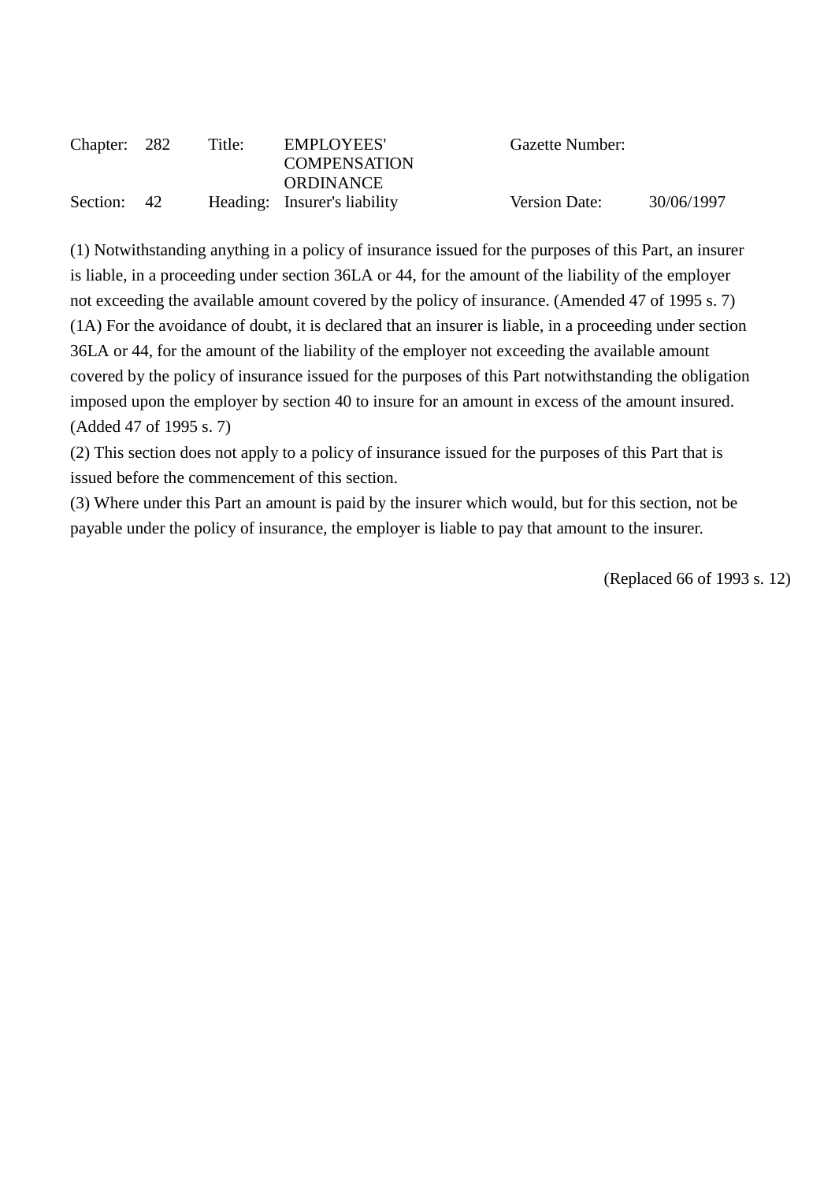| | | | | | |
|---|---|---|---|---|---|
| Chapter: | 282 | Title: | EMPLOYEES' COMPENSATION ORDINANCE | Gazette Number: | |
| Section: | 42 | Heading: | Insurer's liability | Version Date: | 30/06/1997 |

(1) Notwithstanding anything in a policy of insurance issued for the purposes of this Part, an insurer is liable, in a proceeding under section 36LA or 44, for the amount of the liability of the employer not exceeding the available amount covered by the policy of insurance. (Amended 47 of 1995 s. 7)
(1A) For the avoidance of doubt, it is declared that an insurer is liable, in a proceeding under section 36LA or 44, for the amount of the liability of the employer not exceeding the available amount covered by the policy of insurance issued for the purposes of this Part notwithstanding the obligation imposed upon the employer by section 40 to insure for an amount in excess of the amount insured. (Added 47 of 1995 s. 7)
(2) This section does not apply to a policy of insurance issued for the purposes of this Part that is issued before the commencement of this section.
(3) Where under this Part an amount is paid by the insurer which would, but for this section, not be payable under the policy of insurance, the employer is liable to pay that amount to the insurer.

(Replaced 66 of 1993 s. 12)